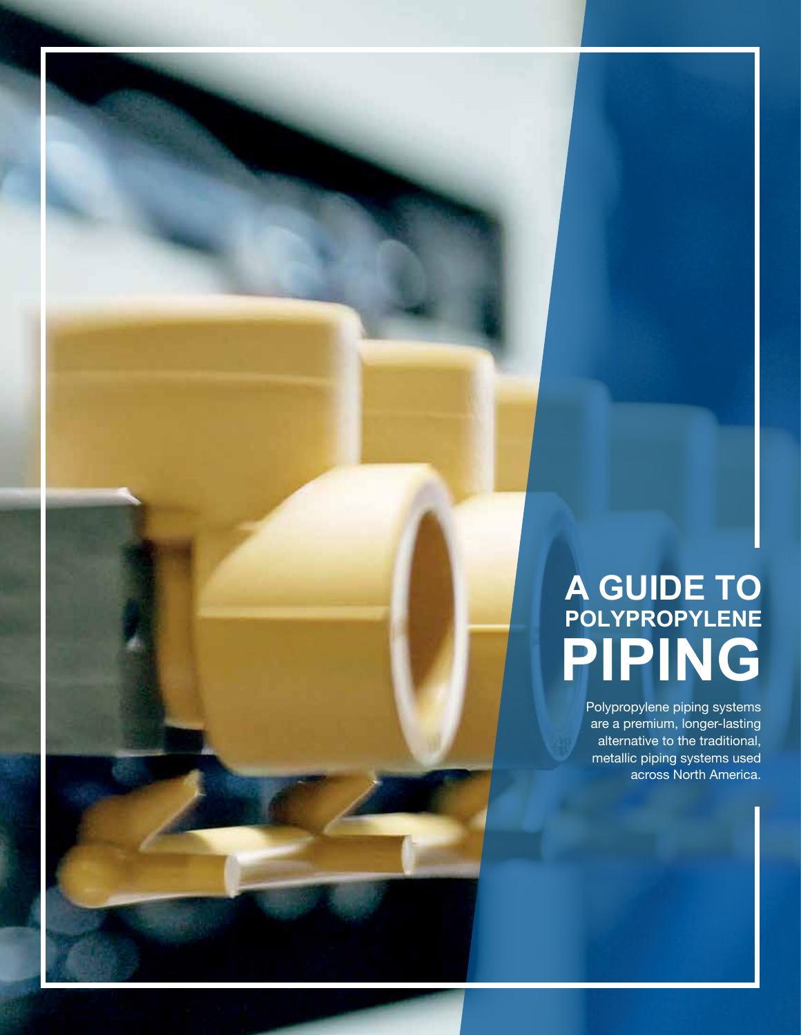# A GUIDE TO POLYPROPYLENE PIPING

Polypropylene piping systems are a premium, longer-lasting alternative to the traditional, metallic piping systems used across North America.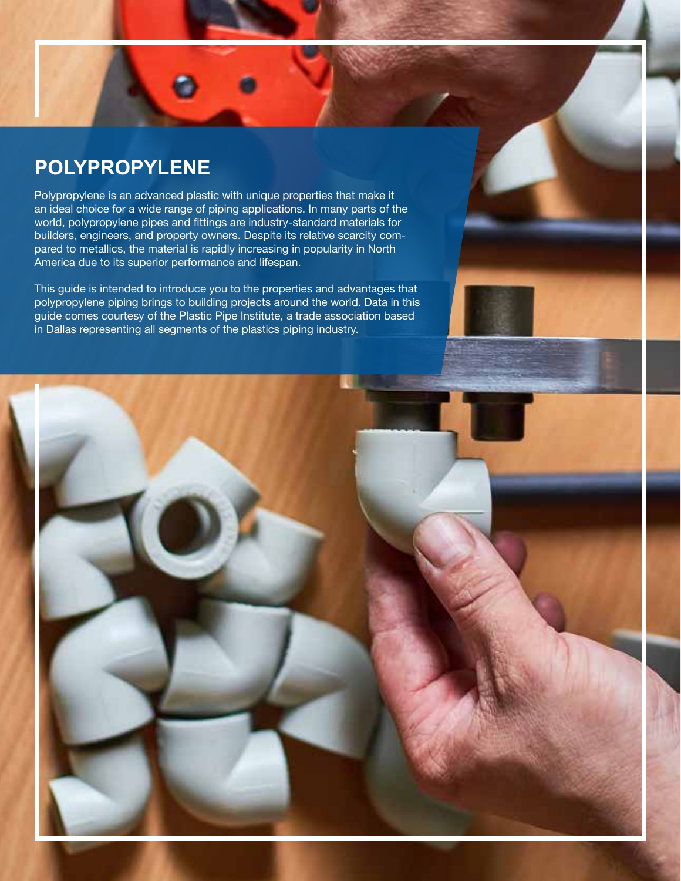## POLYPROPYLENE

Polypropylene is an advanced plastic with unique properties that make it an ideal choice for a wide range of piping applications. In many parts of the world, polypropylene pipes and fittings are industry-standard materials for builders, engineers, and property owners. Despite its relative scarcity compared to metallics, the material is rapidly increasing in popularity in North America due to its superior performance and lifespan.

This guide is intended to introduce you to the properties and advantages that polypropylene piping brings to building projects around the world. Data in this guide comes courtesy of the Plastic Pipe Institute, a trade association based in Dallas representing all segments of the plastics piping industry.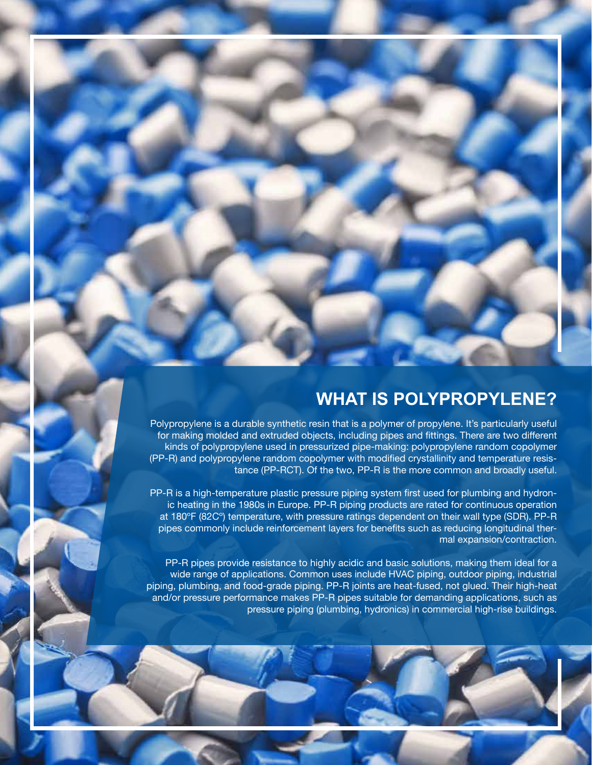## WHAT IS POLYPROPYLENE?

Polypropylene is a durable synthetic resin that is a polymer of propylene. It's particularly useful for making molded and extruded objects, including pipes and fittings. There are two different kinds of polypropylene used in pressurized pipe-making: polypropylene random copolymer (PP-R) and polypropylene random copolymer with modified crystallinity and temperature resistance (PP-RCT). Of the two, PP-R is the more common and broadly useful.

PP-R is a high-temperature plastic pressure piping system first used for plumbing and hydronic heating in the 1980s in Europe. PP-R piping products are rated for continuous operation at 180ºF (82Cº) temperature, with pressure ratings dependent on their wall type (SDR). PP-R pipes commonly include reinforcement layers for benefits such as reducing longitudinal thermal expansion/contraction.

PP-R pipes provide resistance to highly acidic and basic solutions, making them ideal for a wide range of applications. Common uses include HVAC piping, outdoor piping, industrial piping, plumbing, and food-grade piping. PP-R joints are heat-fused, not glued. Their high-heat and/or pressure performance makes PP-R pipes suitable for demanding applications, such as pressure piping (plumbing, hydronics) in commercial high-rise buildings.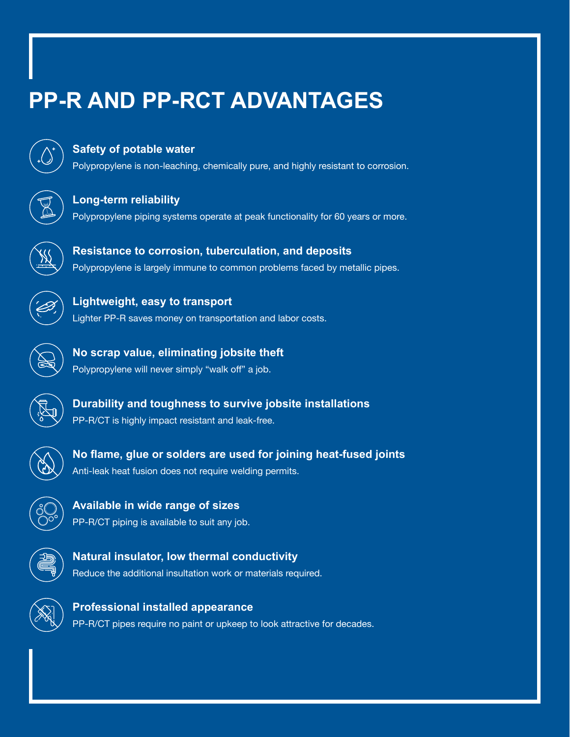# PP-R AND PP-RCT ADVANTAGES

**Safety of potable water**
Polypropylene is non-leaching, chemically pure, and highly resistant to corrosion.

**Long-term reliability**
Polypropylene piping systems operate at peak functionality for 60 years or more.

**Resistance to corrosion, tuberculation, and deposits**
Polypropylene is largely immune to common problems faced by metallic pipes.

**Lightweight, easy to transport**
Lighter PP-R saves money on transportation and labor costs.

**No scrap value, eliminating jobsite theft**
Polypropylene will never simply "walk off" a job.

**Durability and toughness to survive jobsite installations**
PP-R/CT is highly impact resistant and leak-free.

**No flame, glue or solders are used for joining heat-fused joints**
Anti-leak heat fusion does not require welding permits.

**Available in wide range of sizes**
PP-R/CT piping is available to suit any job.

**Natural insulator, low thermal conductivity**
Reduce the additional insultation work or materials required.

**Professional installed appearance**
PP-R/CT pipes require no paint or upkeep to look attractive for decades.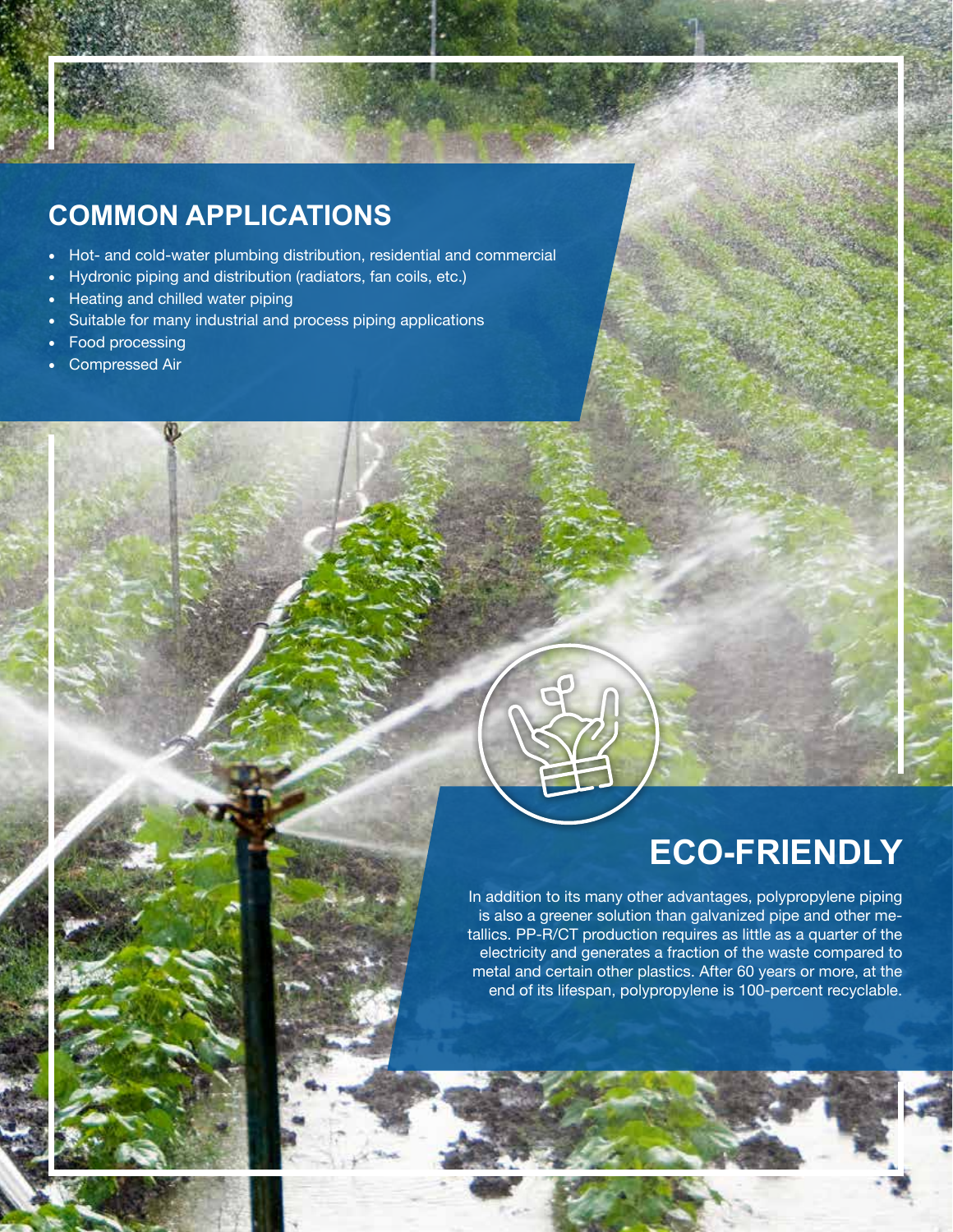## COMMON APPLICATIONS

- Hot- and cold-water plumbing distribution, residential and commercial
- Hydronic piping and distribution (radiators, fan coils, etc.)
- Heating and chilled water piping
- Suitable for many industrial and process piping applications
- Food processing
- Compressed Air

## ECO-FRIENDLY

In addition to its many other advantages, polypropylene piping is also a greener solution than galvanized pipe and other metallics. PP-R/CT production requires as little as a quarter of the electricity and generates a fraction of the waste compared to metal and certain other plastics. After 60 years or more, at the end of its lifespan, polypropylene is 100-percent recyclable.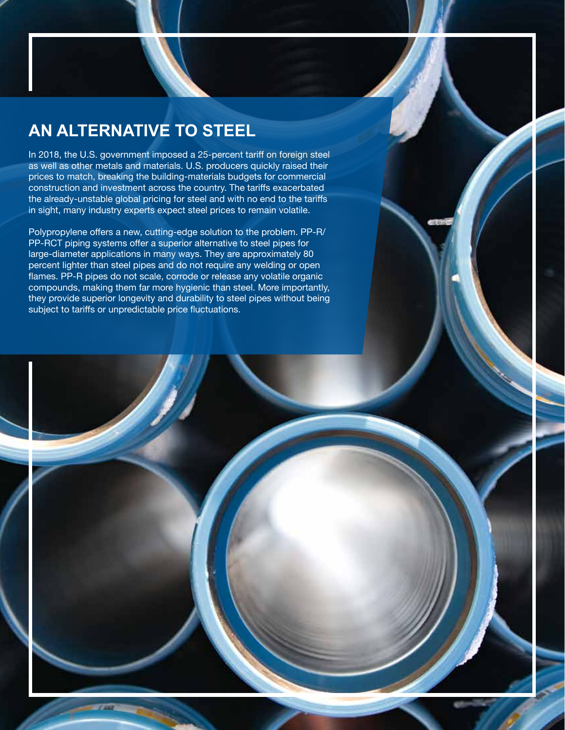## AN ALTERNATIVE TO STEEL

In 2018, the U.S. government imposed a 25-percent tariff on foreign steel as well as other metals and materials. U.S. producers quickly raised their prices to match, breaking the building-materials budgets for commercial construction and investment across the country. The tariffs exacerbated the already-unstable global pricing for steel and with no end to the tariffs in sight, many industry experts expect steel prices to remain volatile.

Polypropylene offers a new, cutting-edge solution to the problem. PP-R/PP-RCT piping systems offer a superior alternative to steel pipes for large-diameter applications in many ways. They are approximately 80 percent lighter than steel pipes and do not require any welding or open flames. PP-R pipes do not scale, corrode or release any volatile organic compounds, making them far more hygienic than steel. More importantly, they provide superior longevity and durability to steel pipes without being subject to tariffs or unpredictable price fluctuations.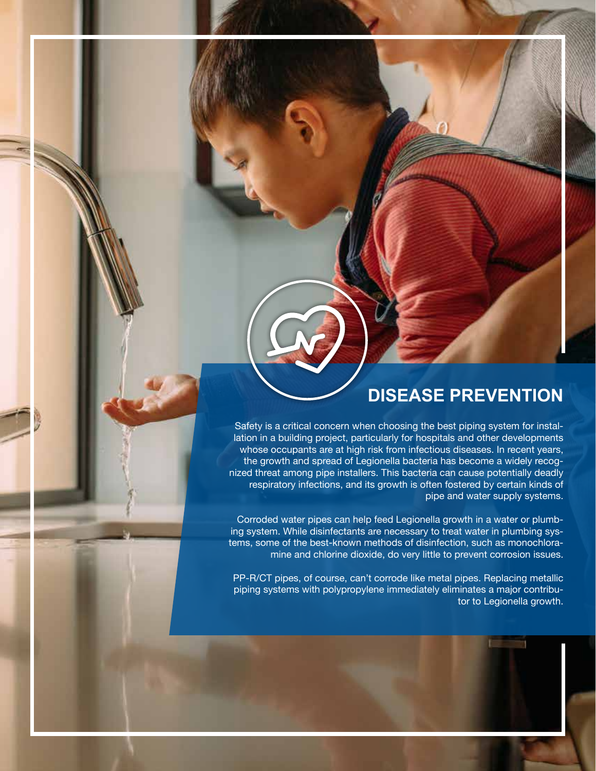## DISEASE PREVENTION

Safety is a critical concern when choosing the best piping system for installation in a building project, particularly for hospitals and other developments whose occupants are at high risk from infectious diseases. In recent years, the growth and spread of Legionella bacteria has become a widely recognized threat among pipe installers. This bacteria can cause potentially deadly respiratory infections, and its growth is often fostered by certain kinds of pipe and water supply systems.

Corroded water pipes can help feed Legionella growth in a water or plumbing system. While disinfectants are necessary to treat water in plumbing systems, some of the best-known methods of disinfection, such as monochloramine and chlorine dioxide, do very little to prevent corrosion issues.

PP-R/CT pipes, of course, can't corrode like metal pipes. Replacing metallic piping systems with polypropylene immediately eliminates a major contributor to Legionella growth.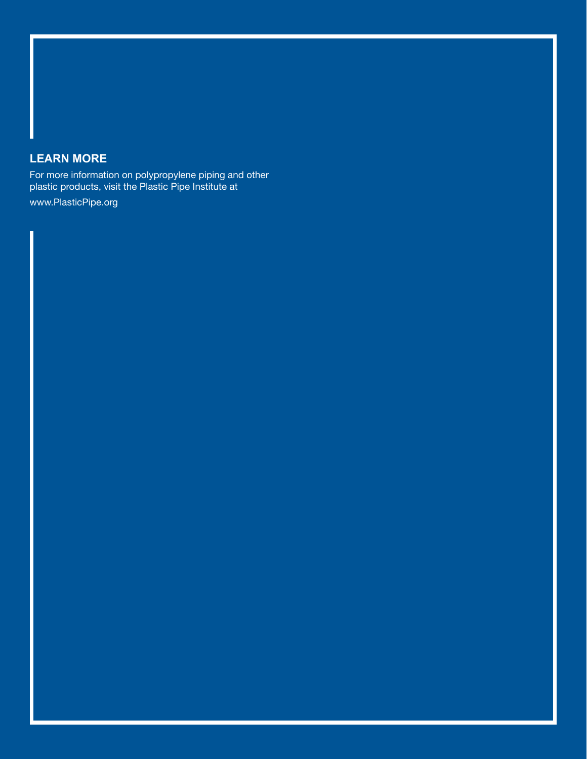## LEARN MORE

For more information on polypropylene piping and other plastic products, visit the Plastic Pipe Institute at

www.PlasticPipe.org